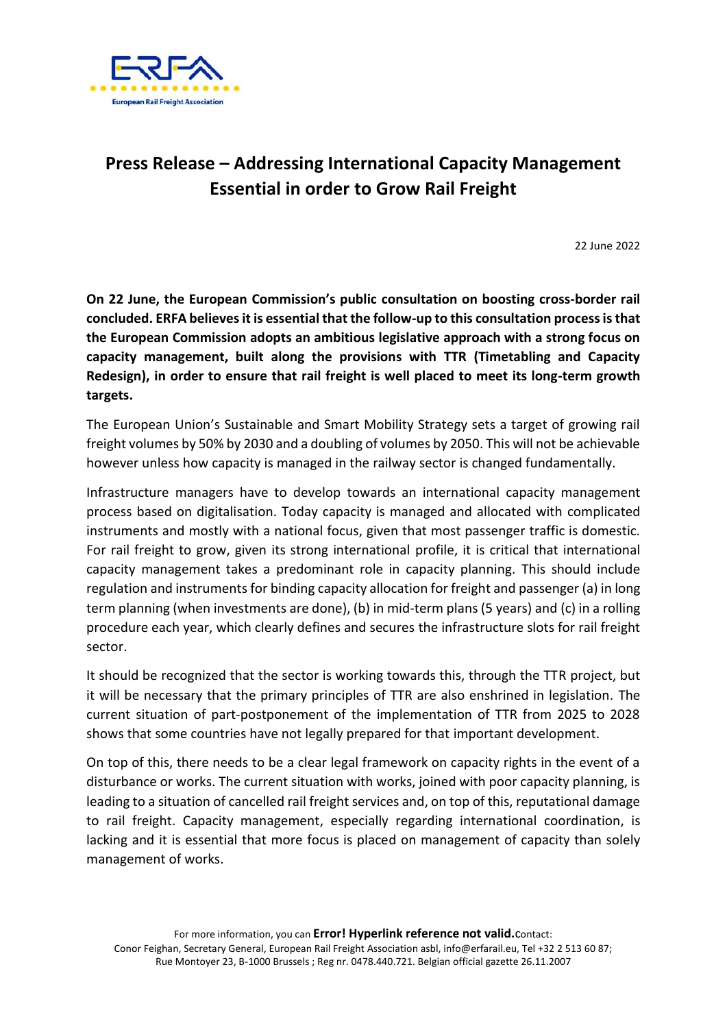# Press Release – Addressing International Capacity Management Essential in order to Grow Rail Freight

22 June 2022

**On 22 June, the European Commission's public consultation on boosting cross-border rail concluded. ERFA believes it is essential that the follow-up to this consultation process is that the European Commission adopts an ambitious legislative approach with a strong focus on capacity management, built along the provisions with TTR (Timetabling and Capacity Redesign), in order to ensure that rail freight is well placed to meet its long-term growth targets.**

The European Union's Sustainable and Smart Mobility Strategy sets a target of growing rail freight volumes by 50% by 2030 and a doubling of volumes by 2050. This will not be achievable however unless how capacity is managed in the railway sector is changed fundamentally.

Infrastructure managers have to develop towards an international capacity management process based on digitalisation. Today capacity is managed and allocated with complicated instruments and mostly with a national focus, given that most passenger traffic is domestic. For rail freight to grow, given its strong international profile, it is critical that international capacity management takes a predominant role in capacity planning. This should include regulation and instruments for binding capacity allocation for freight and passenger (a) in long term planning (when investments are done), (b) in mid-term plans (5 years) and (c) in a rolling procedure each year, which clearly defines and secures the infrastructure slots for rail freight sector.

It should be recognized that the sector is working towards this, through the TTR project, but it will be necessary that the primary principles of TTR are also enshrined in legislation. The current situation of part-postponement of the implementation of TTR from 2025 to 2028 shows that some countries have not legally prepared for that important development.

On top of this, there needs to be a clear legal framework on capacity rights in the event of a disturbance or works. The current situation with works, joined with poor capacity planning, is leading to a situation of cancelled rail freight services and, on top of this, reputational damage to rail freight. Capacity management, especially regarding international coordination, is lacking and it is essential that more focus is placed on management of capacity than solely management of works.

For more information, you can **Error! Hyperlink reference not valid.**Contact:
Conor Feighan, Secretary General, European Rail Freight Association asbl, info@erfarail.eu, Tel +32 2 513 60 87;
Rue Montoyer 23, B-1000 Brussels ; Reg nr. 0478.440.721. Belgian official gazette 26.11.2007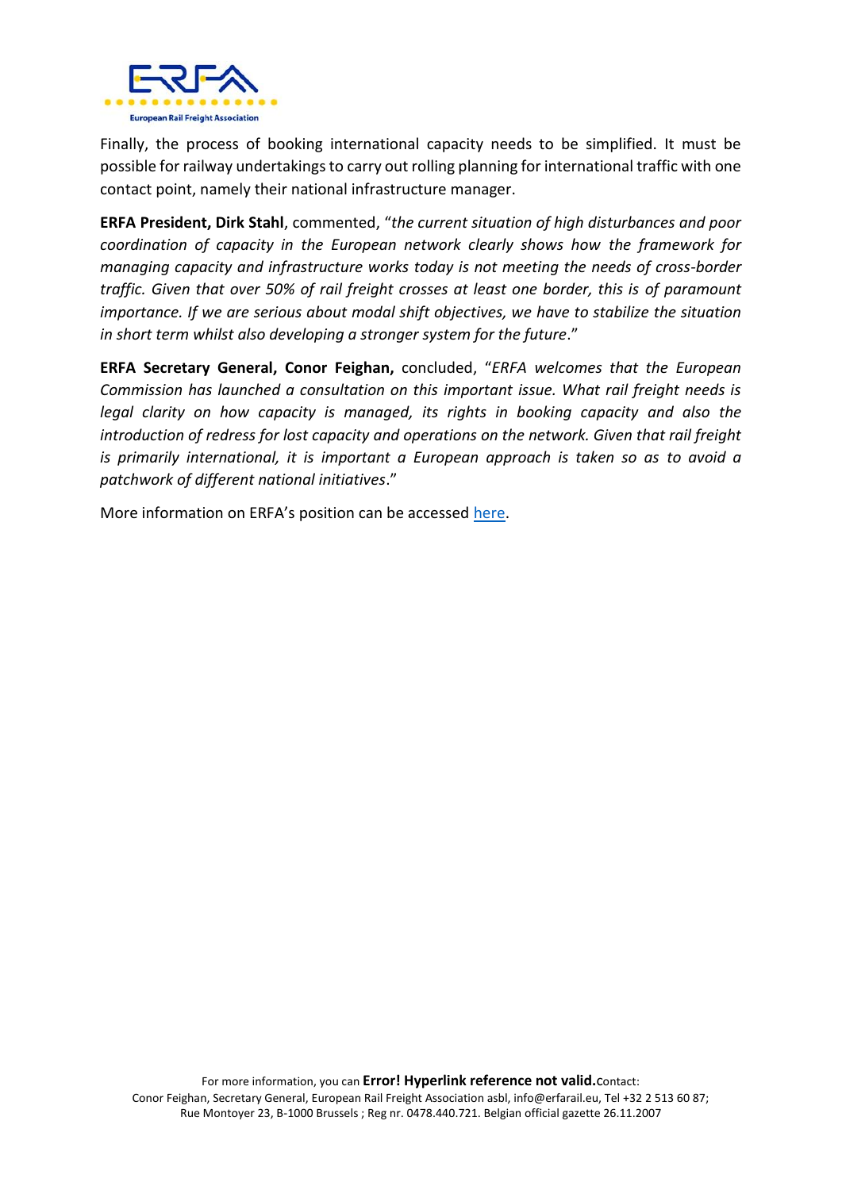Finally, the process of booking international capacity needs to be simplified. It must be possible for railway undertakings to carry out rolling planning for international traffic with one contact point, namely their national infrastructure manager.

**ERFA President, Dirk Stahl**, commented, "*the current situation of high disturbances and poor coordination of capacity in the European network clearly shows how the framework for managing capacity and infrastructure works today is not meeting the needs of cross-border traffic. Given that over 50% of rail freight crosses at least one border, this is of paramount importance. If we are serious about modal shift objectives, we have to stabilize the situation in short term whilst also developing a stronger system for the future*."

**ERFA Secretary General, Conor Feighan,** concluded, "*ERFA welcomes that the European Commission has launched a consultation on this important issue. What rail freight needs is legal clarity on how capacity is managed, its rights in booking capacity and also the introduction of redress for lost capacity and operations on the network. Given that rail freight is primarily international, it is important a European approach is taken so as to avoid a patchwork of different national initiatives*."

More information on ERFA's position can be accessed [here](here).

For more information, you can **Error! Hyperlink reference not valid.**Contact:
Conor Feighan, Secretary General, European Rail Freight Association asbl, info@erfarail.eu, Tel +32 2 513 60 87; Rue Montoyer 23, B-1000 Brussels ; Reg nr. 0478.440.721. Belgian official gazette 26.11.2007